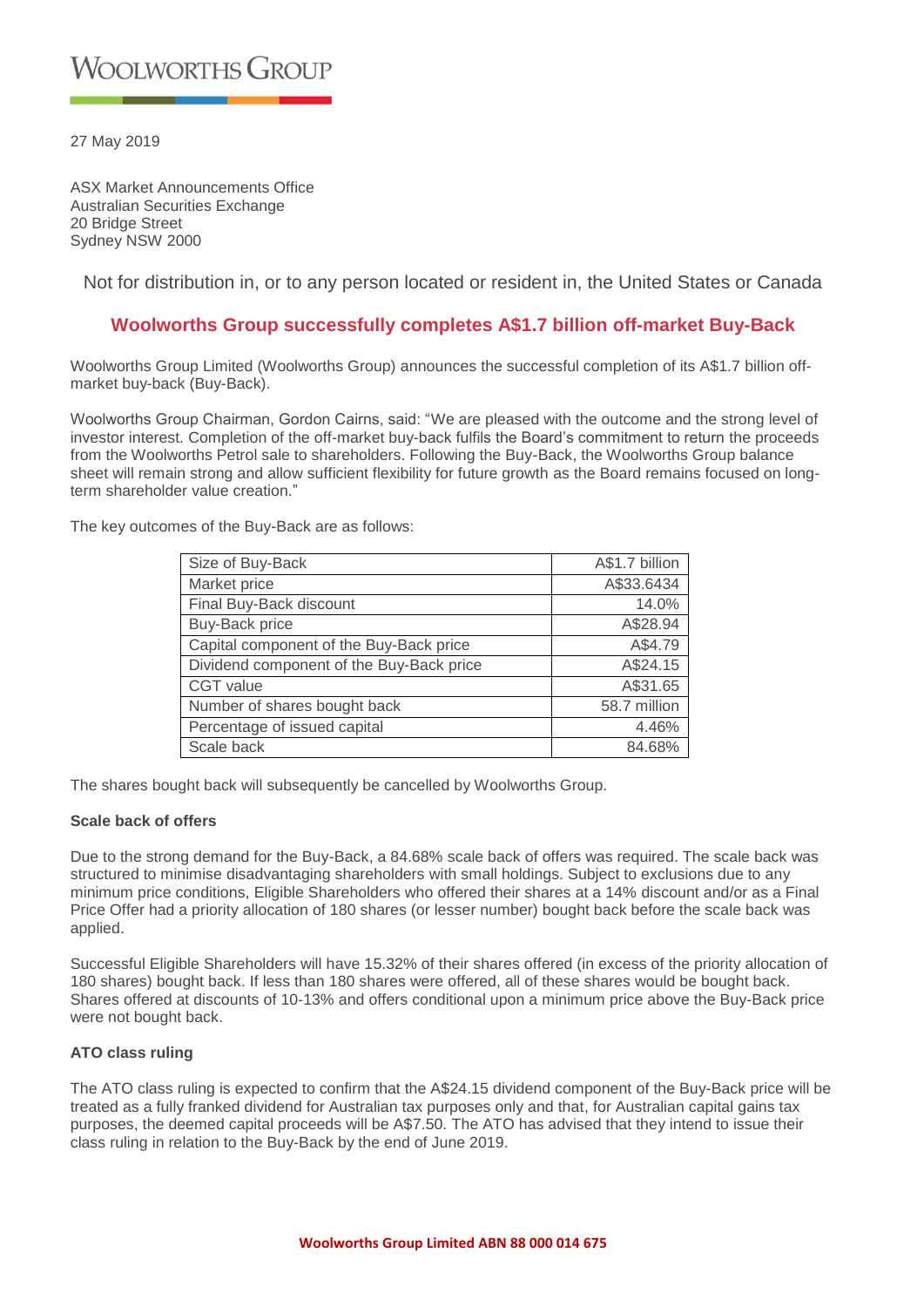# Woolworths Group

27 May 2019

ASX Market Announcements Office
Australian Securities Exchange
20 Bridge Street
Sydney NSW 2000

Not for distribution in, or to any person located or resident in, the United States or Canada

## Woolworths Group successfully completes A$1.7 billion off-market Buy-Back

Woolworths Group Limited (Woolworths Group) announces the successful completion of its A$1.7 billion off-market buy-back (Buy-Back).

Woolworths Group Chairman, Gordon Cairns, said: "We are pleased with the outcome and the strong level of investor interest. Completion of the off-market buy-back fulfils the Board's commitment to return the proceeds from the Woolworths Petrol sale to shareholders. Following the Buy-Back, the Woolworths Group balance sheet will remain strong and allow sufficient flexibility for future growth as the Board remains focused on long-term shareholder value creation."

The key outcomes of the Buy-Back are as follows:

| | |
|---|---|
| Size of Buy-Back | A$1.7 billion |
| Market price | A$33.6434 |
| Final Buy-Back discount | 14.0% |
| Buy-Back price | A$28.94 |
| Capital component of the Buy-Back price | A$4.79 |
| Dividend component of the Buy-Back price | A$24.15 |
| CGT value | A$31.65 |
| Number of shares bought back | 58.7 million |
| Percentage of issued capital | 4.46% |
| Scale back | 84.68% |

The shares bought back will subsequently be cancelled by Woolworths Group.

**Scale back of offers**

Due to the strong demand for the Buy-Back, a 84.68% scale back of offers was required. The scale back was structured to minimise disadvantaging shareholders with small holdings. Subject to exclusions due to any minimum price conditions, Eligible Shareholders who offered their shares at a 14% discount and/or as a Final Price Offer had a priority allocation of 180 shares (or lesser number) bought back before the scale back was applied.

Successful Eligible Shareholders will have 15.32% of their shares offered (in excess of the priority allocation of 180 shares) bought back. If less than 180 shares were offered, all of these shares would be bought back. Shares offered at discounts of 10-13% and offers conditional upon a minimum price above the Buy-Back price were not bought back.

**ATO class ruling**

The ATO class ruling is expected to confirm that the A$24.15 dividend component of the Buy-Back price will be treated as a fully franked dividend for Australian tax purposes only and that, for Australian capital gains tax purposes, the deemed capital proceeds will be A$7.50. The ATO has advised that they intend to issue their class ruling in relation to the Buy-Back by the end of June 2019.

**Woolworths Group Limited ABN 88 000 014 675**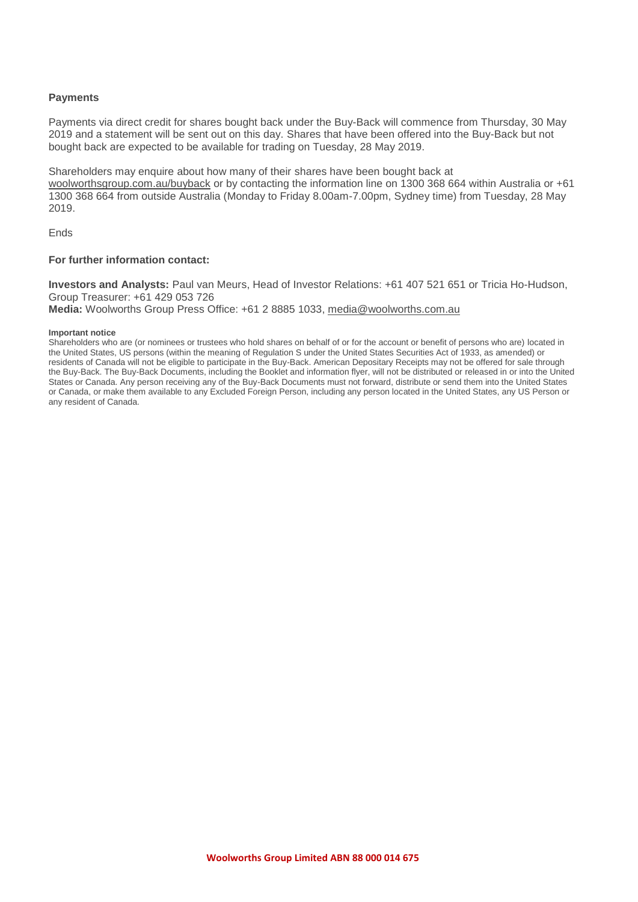**Payments**

Payments via direct credit for shares bought back under the Buy-Back will commence from Thursday, 30 May 2019 and a statement will be sent out on this day. Shares that have been offered into the Buy-Back but not bought back are expected to be available for trading on Tuesday, 28 May 2019.

Shareholders may enquire about how many of their shares have been bought back at woolworthsgroup.com.au/buyback or by contacting the information line on 1300 368 664 within Australia or +61 1300 368 664 from outside Australia (Monday to Friday 8.00am-7.00pm, Sydney time) from Tuesday, 28 May 2019.

Ends

**For further information contact:**

**Investors and Analysts:** Paul van Meurs, Head of Investor Relations: +61 407 521 651 or Tricia Ho-Hudson, Group Treasurer: +61 429 053 726
**Media:** Woolworths Group Press Office: +61 2 8885 1033, media@woolworths.com.au

**Important notice**

Shareholders who are (or nominees or trustees who hold shares on behalf of or for the account or benefit of persons who are) located in the United States, US persons (within the meaning of Regulation S under the United States Securities Act of 1933, as amended) or residents of Canada will not be eligible to participate in the Buy-Back. American Depositary Receipts may not be offered for sale through the Buy-Back. The Buy-Back Documents, including the Booklet and information flyer, will not be distributed or released in or into the United States or Canada. Any person receiving any of the Buy-Back Documents must not forward, distribute or send them into the United States or Canada, or make them available to any Excluded Foreign Person, including any person located in the United States, any US Person or any resident of Canada.

**Woolworths Group Limited ABN 88 000 014 675**